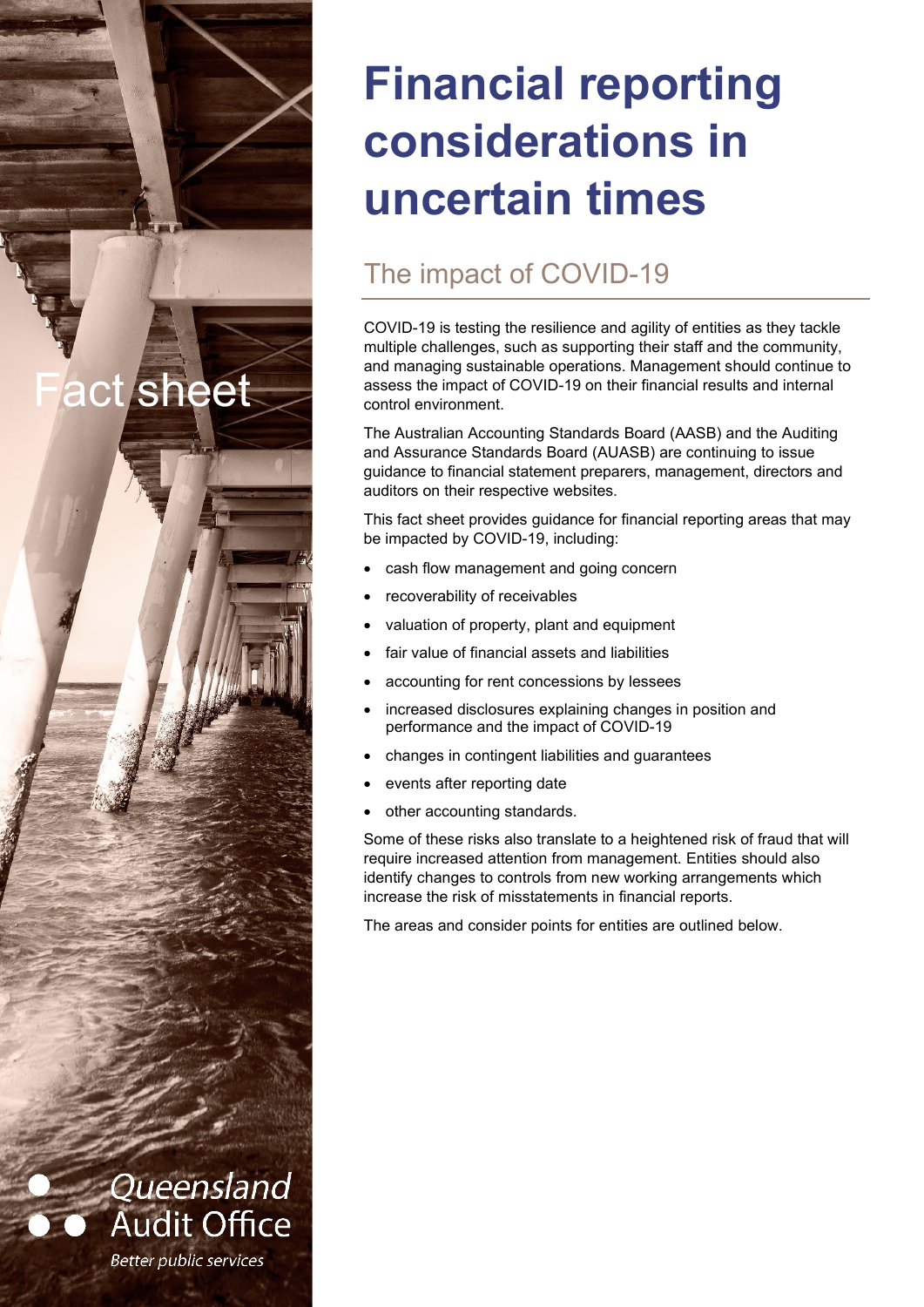Fact sheet

# Financial reporting considerations in uncertain times

## The impact of COVID-19

COVID-19 is testing the resilience and agility of entities as they tackle multiple challenges, such as supporting their staff and the community, and managing sustainable operations. Management should continue to assess the impact of COVID-19 on their financial results and internal control environment.

The Australian Accounting Standards Board (AASB) and the Auditing and Assurance Standards Board (AUASB) are continuing to issue guidance to financial statement preparers, management, directors and auditors on their respective websites.

This fact sheet provides guidance for financial reporting areas that may be impacted by COVID-19, including:

- cash flow management and going concern
- recoverability of receivables
- valuation of property, plant and equipment
- fair value of financial assets and liabilities
- accounting for rent concessions by lessees
- increased disclosures explaining changes in position and performance and the impact of COVID-19
- changes in contingent liabilities and guarantees
- events after reporting date
- other accounting standards.

Some of these risks also translate to a heightened risk of fraud that will require increased attention from management. Entities should also identify changes to controls from new working arrangements which increase the risk of misstatements in financial reports.

The areas and consider points for entities are outlined below.

Queensland Audit Office

*Better public services*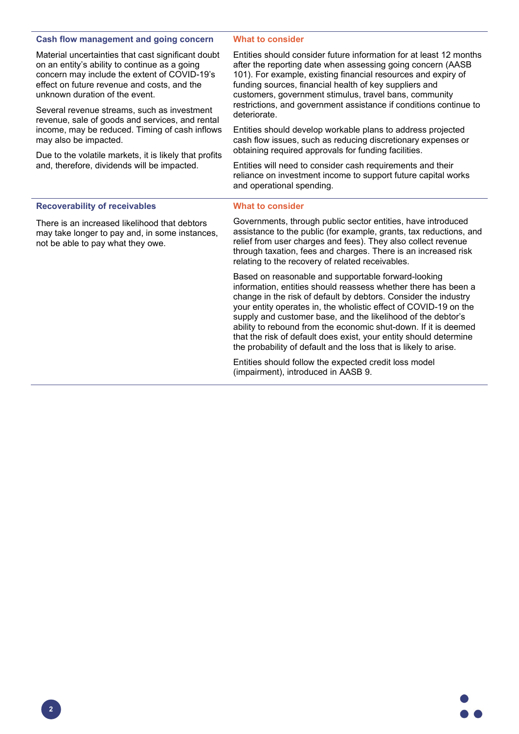| Cash flow management and going concern | What to consider |
|---|---|
| Material uncertainties that cast significant doubt on an entity's ability to continue as a going concern may include the extent of COVID-19's effect on future revenue and costs, and the unknown duration of the event.<br><br>Several revenue streams, such as investment revenue, sale of goods and services, and rental income, may be reduced. Timing of cash inflows may also be impacted.<br><br>Due to the volatile markets, it is likely that profits and, therefore, dividends will be impacted. | Entities should consider future information for at least 12 months after the reporting date when assessing going concern (AASB 101). For example, existing financial resources and expiry of funding sources, financial health of key suppliers and customers, government stimulus, travel bans, community restrictions, and government assistance if conditions continue to deteriorate.<br><br>Entities should develop workable plans to address projected cash flow issues, such as reducing discretionary expenses or obtaining required approvals for funding facilities.<br><br>Entities will need to consider cash requirements and their reliance on investment income to support future capital works and operational spending. |

| Recoverability of receivables | What to consider |
|---|---|
| There is an increased likelihood that debtors may take longer to pay and, in some instances, not be able to pay what they owe. | Governments, through public sector entities, have introduced assistance to the public (for example, grants, tax reductions, and relief from user charges and fees). They also collect revenue through taxation, fees and charges. There is an increased risk relating to the recovery of related receivables.<br><br>Based on reasonable and supportable forward-looking information, entities should reassess whether there has been a change in the risk of default by debtors. Consider the industry your entity operates in, the wholistic effect of COVID-19 on the supply and customer base, and the likelihood of the debtor's ability to rebound from the economic shut-down. If it is deemed that the risk of default does exist, your entity should determine the probability of default and the loss that is likely to arise.<br><br>Entities should follow the expected credit loss model (impairment), introduced in AASB 9. |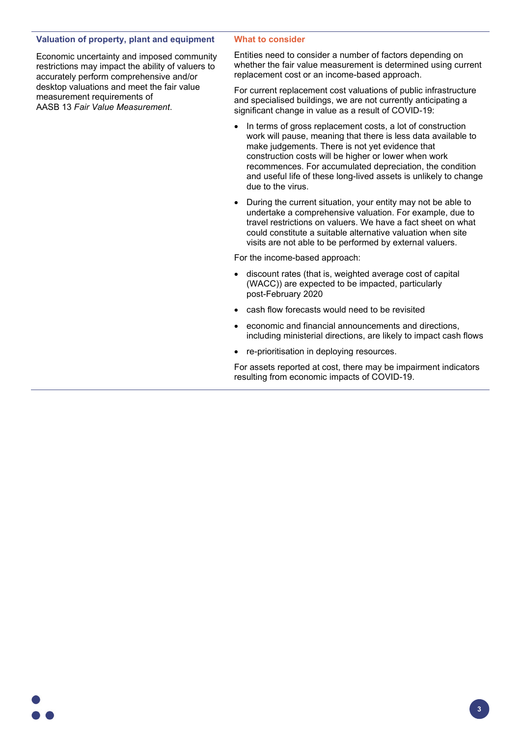### Valuation of property, plant and equipment

Economic uncertainty and imposed community restrictions may impact the ability of valuers to accurately perform comprehensive and/or desktop valuations and meet the fair value measurement requirements of AASB 13 *Fair Value Measurement*.

### What to consider

Entities need to consider a number of factors depending on whether the fair value measurement is determined using current replacement cost or an income-based approach.

For current replacement cost valuations of public infrastructure and specialised buildings, we are not currently anticipating a significant change in value as a result of COVID-19:

- In terms of gross replacement costs, a lot of construction work will pause, meaning that there is less data available to make judgements. There is not yet evidence that construction costs will be higher or lower when work recommences. For accumulated depreciation, the condition and useful life of these long-lived assets is unlikely to change due to the virus.
- During the current situation, your entity may not be able to undertake a comprehensive valuation. For example, due to travel restrictions on valuers. We have a fact sheet on what could constitute a suitable alternative valuation when site visits are not able to be performed by external valuers.

For the income-based approach:

- discount rates (that is, weighted average cost of capital (WACC)) are expected to be impacted, particularly post-February 2020
- cash flow forecasts would need to be revisited
- economic and financial announcements and directions, including ministerial directions, are likely to impact cash flows
- re-prioritisation in deploying resources.

For assets reported at cost, there may be impairment indicators resulting from economic impacts of COVID-19.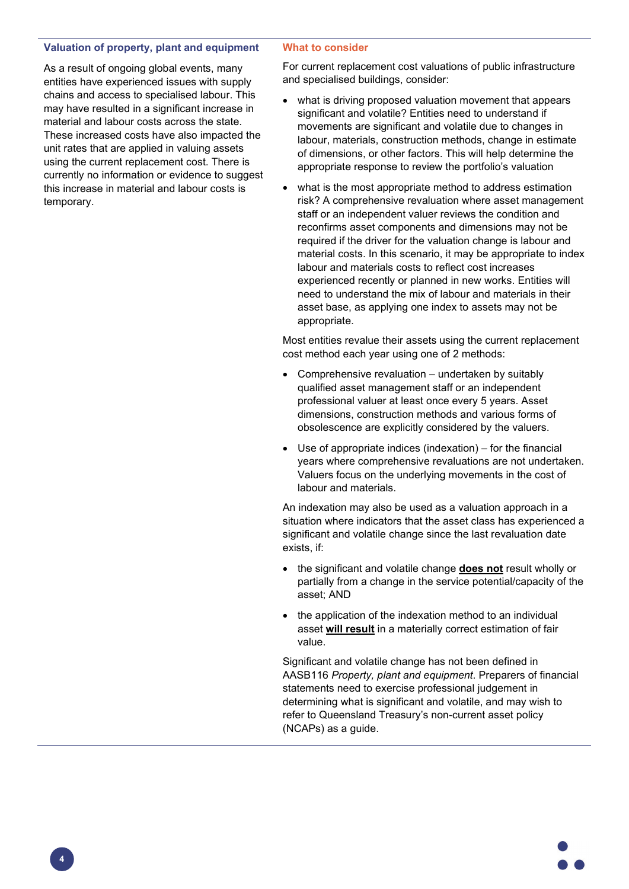### Valuation of property, plant and equipment

As a result of ongoing global events, many entities have experienced issues with supply chains and access to specialised labour. This may have resulted in a significant increase in material and labour costs across the state. These increased costs have also impacted the unit rates that are applied in valuing assets using the current replacement cost. There is currently no information or evidence to suggest this increase in material and labour costs is temporary.

### What to consider

For current replacement cost valuations of public infrastructure and specialised buildings, consider:

- what is driving proposed valuation movement that appears significant and volatile? Entities need to understand if movements are significant and volatile due to changes in labour, materials, construction methods, change in estimate of dimensions, or other factors. This will help determine the appropriate response to review the portfolio's valuation
- what is the most appropriate method to address estimation risk? A comprehensive revaluation where asset management staff or an independent valuer reviews the condition and reconfirms asset components and dimensions may not be required if the driver for the valuation change is labour and material costs. In this scenario, it may be appropriate to index labour and materials costs to reflect cost increases experienced recently or planned in new works. Entities will need to understand the mix of labour and materials in their asset base, as applying one index to assets may not be appropriate.

Most entities revalue their assets using the current replacement cost method each year using one of 2 methods:

- Comprehensive revaluation – undertaken by suitably qualified asset management staff or an independent professional valuer at least once every 5 years. Asset dimensions, construction methods and various forms of obsolescence are explicitly considered by the valuers.
- Use of appropriate indices (indexation) – for the financial years where comprehensive revaluations are not undertaken. Valuers focus on the underlying movements in the cost of labour and materials.

An indexation may also be used as a valuation approach in a situation where indicators that the asset class has experienced a significant and volatile change since the last revaluation date exists, if:

- the significant and volatile change **does not** result wholly or partially from a change in the service potential/capacity of the asset; AND
- the application of the indexation method to an individual asset **will result** in a materially correct estimation of fair value.

Significant and volatile change has not been defined in AASB116 *Property, plant and equipment*. Preparers of financial statements need to exercise professional judgement in determining what is significant and volatile, and may wish to refer to Queensland Treasury's non-current asset policy (NCAPs) as a guide.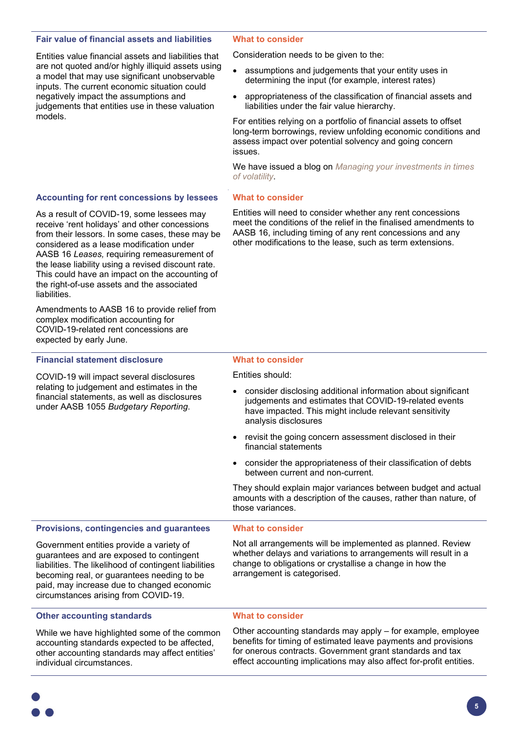### Fair value of financial assets and liabilities

Entities value financial assets and liabilities that are not quoted and/or highly illiquid assets using a model that may use significant unobservable inputs. The current economic situation could negatively impact the assumptions and judgements that entities use in these valuation models.

#### What to consider

Consideration needs to be given to the:

- assumptions and judgements that your entity uses in determining the input (for example, interest rates)
- appropriateness of the classification of financial assets and liabilities under the fair value hierarchy.

For entities relying on a portfolio of financial assets to offset long-term borrowings, review unfolding economic conditions and assess impact over potential solvency and going concern issues.

We have issued a blog on *Managing your investments in times of volatility*.

### Accounting for rent concessions by lessees

As a result of COVID-19, some lessees may receive 'rent holidays' and other concessions from their lessors. In some cases, these may be considered as a lease modification under AASB 16 *Leases*, requiring remeasurement of the lease liability using a revised discount rate. This could have an impact on the accounting of the right-of-use assets and the associated liabilities.

Amendments to AASB 16 to provide relief from complex modification accounting for COVID-19-related rent concessions are expected by early June.

#### What to consider

Entities will need to consider whether any rent concessions meet the conditions of the relief in the finalised amendments to AASB 16, including timing of any rent concessions and any other modifications to the lease, such as term extensions.

### Financial statement disclosure

COVID-19 will impact several disclosures relating to judgement and estimates in the financial statements, as well as disclosures under AASB 1055 *Budgetary Reporting*.

#### What to consider

Entities should:

- consider disclosing additional information about significant judgements and estimates that COVID-19-related events have impacted. This might include relevant sensitivity analysis disclosures
- revisit the going concern assessment disclosed in their financial statements
- consider the appropriateness of their classification of debts between current and non-current.

They should explain major variances between budget and actual amounts with a description of the causes, rather than nature, of those variances.

### Provisions, contingencies and guarantees

Government entities provide a variety of guarantees and are exposed to contingent liabilities. The likelihood of contingent liabilities becoming real, or guarantees needing to be paid, may increase due to changed economic circumstances arising from COVID-19.

#### What to consider

Not all arrangements will be implemented as planned. Review whether delays and variations to arrangements will result in a change to obligations or crystallise a change in how the arrangement is categorised.

### Other accounting standards

While we have highlighted some of the common accounting standards expected to be affected, other accounting standards may affect entities' individual circumstances.

#### What to consider

Other accounting standards may apply – for example, employee benefits for timing of estimated leave payments and provisions for onerous contracts. Government grant standards and tax effect accounting implications may also affect for-profit entities.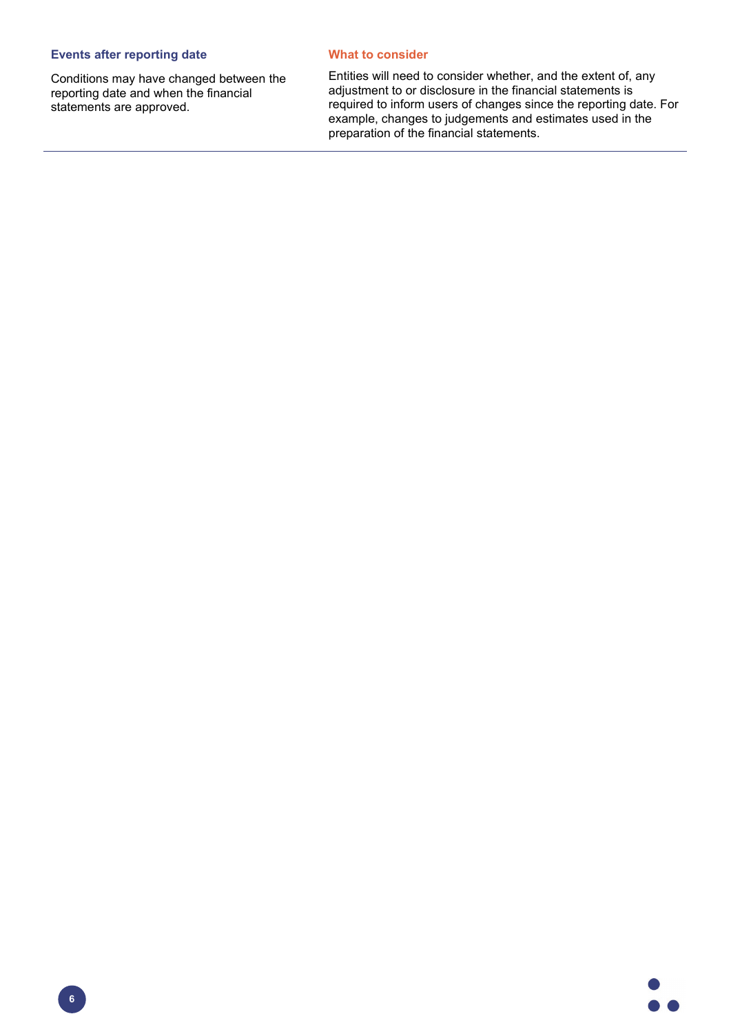| Events after reporting date | What to consider |
| --- | --- |
| Conditions may have changed between the reporting date and when the financial statements are approved. | Entities will need to consider whether, and the extent of, any adjustment to or disclosure in the financial statements is required to inform users of changes since the reporting date. For example, changes to judgements and estimates used in the preparation of the financial statements. |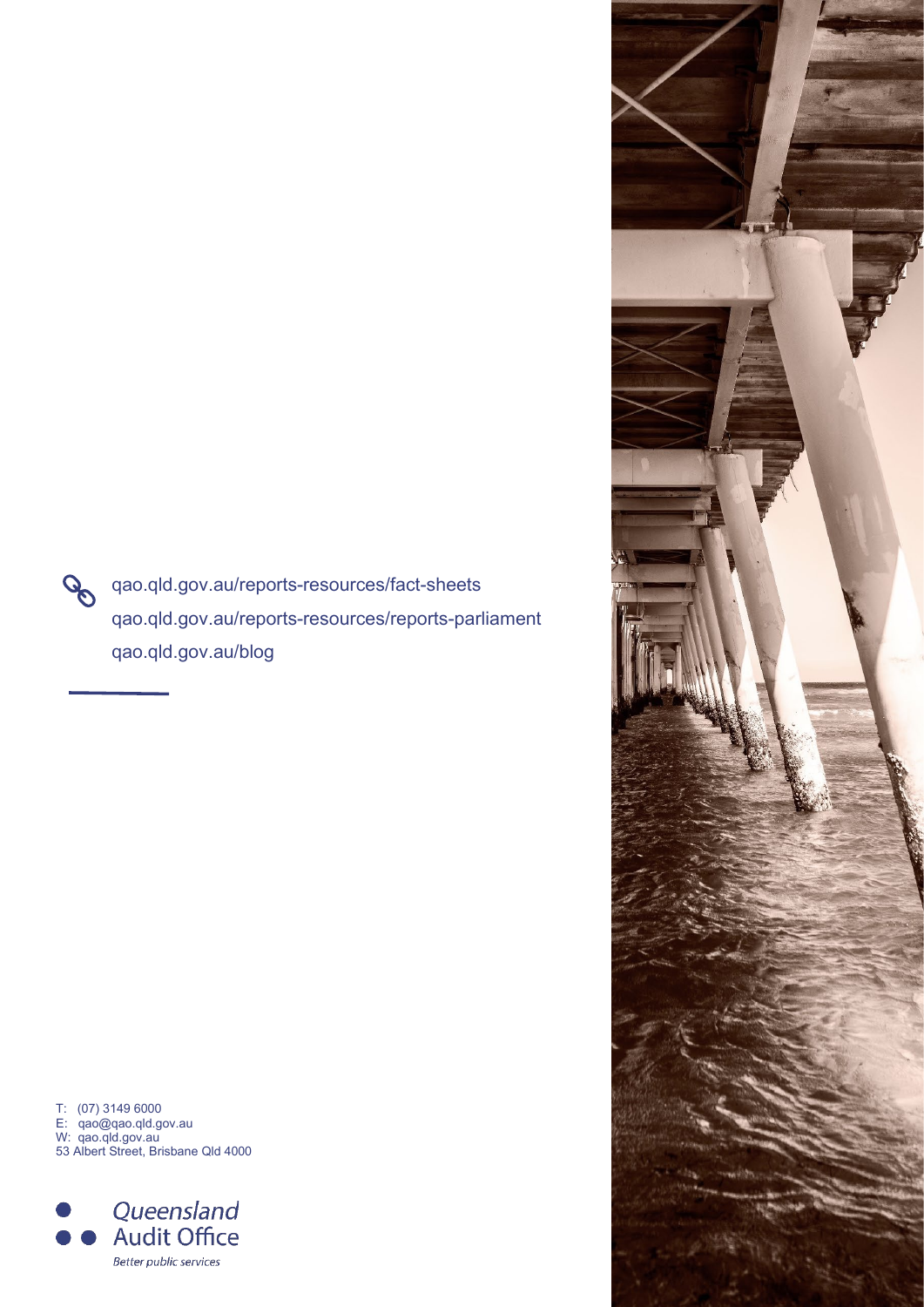qao.qld.gov.au/reports-resources/fact-sheets
qao.qld.gov.au/reports-resources/reports-parliament
qao.qld.gov.au/blog

T: (07) 3149 6000
E: qao@qao.qld.gov.au
W: qao.qld.gov.au
53 Albert Street, Brisbane Qld 4000

Queensland Audit Office
Better public services